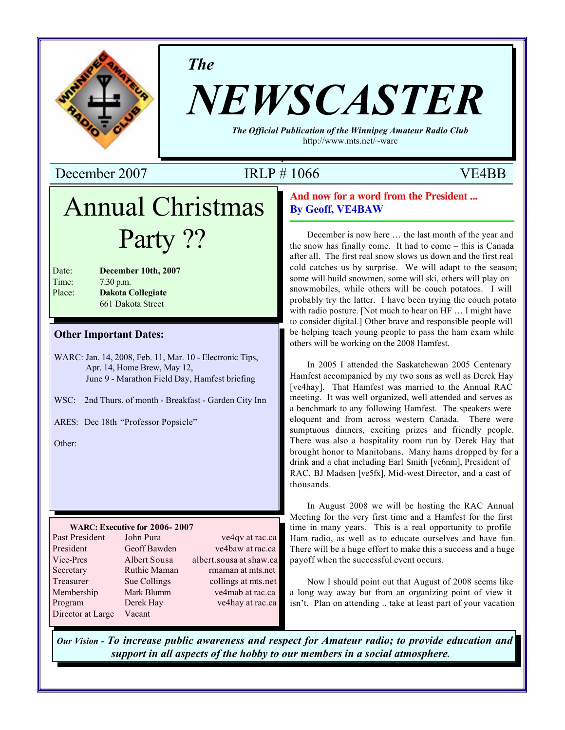# The NEWSCASTER

*The Official Publication of the Winnipeg Amateur Radio Club*
http://www.mts.net/~warc

December 2007 | IRLP # 1066 | VE4BB

## Annual Christmas Party ??

Date: **December 10th, 2007**
Time: 7:30 p.m.
Place: **Dakota Collegiate**
661 Dakota Street

### Other Important Dates:

WARC: Jan. 14, 2008, Feb. 11, Mar. 10 - Electronic Tips, Apr. 14, Home Brew, May 12, June 9 - Marathon Field Day, Hamfest briefing

WSC: 2nd Thurs. of month - Breakfast - Garden City Inn

ARES: Dec 18th "Professor Popsicle"

Other:

**WARC: Executive for 2006- 2007**

| Position | Name | Contact |
|---|---|---|
| Past President | John Pura | ve4qv at rac.ca |
| President | Geoff Bawden | ve4baw at rac.ca |
| Vice-Pres | Albert Sousa | albert.sousa at shaw.ca |
| Secretary | Ruthie Maman | rmaman at mts.net |
| Treasurer | Sue Collings | collings at mts.net |
| Membership | Mark Blumm | ve4mab at rac.ca |
| Program | Derek Hay | ve4hay at rac.ca |
| Director at Large | Vacant | |

## And now for a word from the President ...
**By Geoff, VE4BAW**

December is now here … the last month of the year and the snow has finally come. It had to come – this is Canada after all. The first real snow slows us down and the first real cold catches us by surprise. We will adapt to the season; some will build snowmen, some will ski, others will play on snowmobiles, while others will be couch potatoes. I will probably try the latter. I have been trying the couch potato with radio posture. [Not much to hear on HF … I might have to consider digital.] Other brave and responsible people will be helping teach young people to pass the ham exam while others will be working on the 2008 Hamfest.

In 2005 I attended the Saskatchewan 2005 Centenary Hamfest accompanied by my two sons as well as Derek Hay [ve4hay]. That Hamfest was married to the Annual RAC meeting. It was well organized, well attended and serves as a benchmark to any following Hamfest. The speakers were eloquent and from across western Canada. There were sumptuous dinners, exciting prizes and friendly people. There was also a hospitality room run by Derek Hay that brought honor to Manitobans. Many hams dropped by for a drink and a chat including Earl Smith [ve6nm], President of RAC, BJ Madsen [ve5fx], Mid-west Director, and a cast of thousands.

In August 2008 we will be hosting the RAC Annual Meeting for the very first time and a Hamfest for the first time in many years. This is a real opportunity to profile Ham radio, as well as to educate ourselves and have fun. There will be a huge effort to make this a success and a huge payoff when the successful event occurs.

Now I should point out that August of 2008 seems like a long way away but from an organizing point of view it isn't. Plan on attending .. take at least part of your vacation

*Our Vision -* ***To increase public awareness and respect for Amateur radio; to provide education and support in all aspects of the hobby to our members in a social atmosphere.***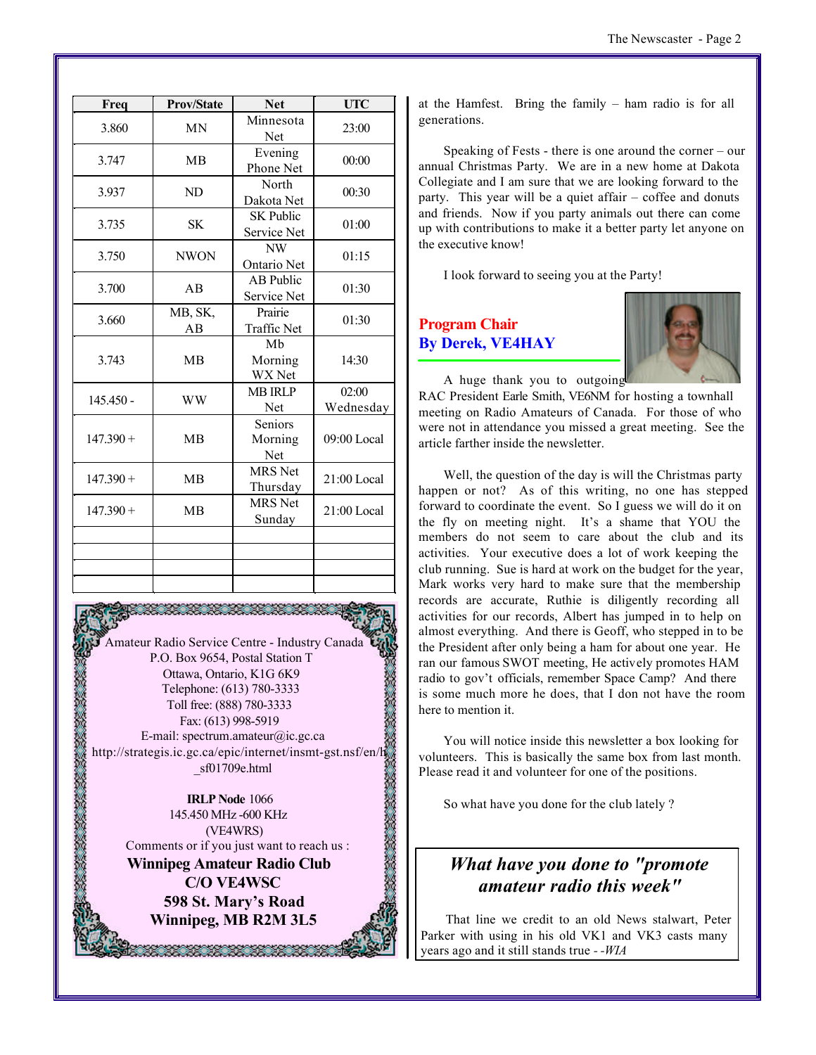| Freq | Prov/State | Net | UTC |
|---|---|---|---|
| 3.860 | MN | Minnesota Net | 23:00 |
| 3.747 | MB | Evening Phone Net | 00:00 |
| 3.937 | ND | North Dakota Net | 00:30 |
| 3.735 | SK | SK Public Service Net | 01:00 |
| 3.750 | NWON | NW Ontario Net | 01:15 |
| 3.700 | AB | AB Public Service Net | 01:30 |
| 3.660 | MB, SK, AB | Prairie Traffic Net | 01:30 |
| 3.743 | MB | Mb Morning WX Net | 14:30 |
| 145.450 - | WW | MB IRLP Net | 02:00 Wednesday |
| 147.390 + | MB | Seniors Morning Net | 09:00 Local |
| 147.390 + | MB | MRS Net Thursday | 21:00 Local |
| 147.390 + | MB | MRS Net Sunday | 21:00 Local |
| | | | |
| | | | |
| | | | |
| | | | |

Amateur Radio Service Centre - Industry Canada
P.O. Box 9654, Postal Station T
Ottawa, Ontario, K1G 6K9
Telephone: (613) 780-3333
Toll free: (888) 780-3333
Fax: (613) 998-5919
E-mail: spectrum.amateur@ic.gc.ca
http://strategis.ic.gc.ca/epic/internet/insmt-gst.nsf/en/h_sf01709e.html

**IRLP Node** 1066
145.450 MHz -600 KHz
(VE4WRS)
Comments or if you just want to reach us :
**Winnipeg Amateur Radio Club**
**C/O VE4WSC**
**598 St. Mary's Road**
**Winnipeg, MB R2M 3L5**

at the Hamfest. Bring the family – ham radio is for all generations.

Speaking of Fests - there is one around the corner – our annual Christmas Party. We are in a new home at Dakota Collegiate and I am sure that we are looking forward to the party. This year will be a quiet affair – coffee and donuts and friends. Now if you party animals out there can come up with contributions to make it a better party let anyone on the executive know!

I look forward to seeing you at the Party!

## Program Chair
## By Derek, VE4HAY

A huge thank you to outgoing RAC President Earle Smith, VE6NM for hosting a townhall meeting on Radio Amateurs of Canada. For those of who were not in attendance you missed a great meeting. See the article farther inside the newsletter.

Well, the question of the day is will the Christmas party happen or not? As of this writing, no one has stepped forward to coordinate the event. So I guess we will do it on the fly on meeting night. It's a shame that YOU the members do not seem to care about the club and its activities. Your executive does a lot of work keeping the club running. Sue is hard at work on the budget for the year, Mark works very hard to make sure that the membership records are accurate, Ruthie is diligently recording all activities for our records, Albert has jumped in to help on almost everything. And there is Geoff, who stepped in to be the President after only being a ham for about one year. He ran our famous SWOT meeting, He actively promotes HAM radio to gov't officials, remember Space Camp? And there is some much more he does, that I don not have the room here to mention it.

You will notice inside this newsletter a box looking for volunteers. This is basically the same box from last month. Please read it and volunteer for one of the positions.

So what have you done for the club lately ?

***What have you done to "promote amateur radio this week"***

That line we credit to an old News stalwart, Peter Parker with using in his old VK1 and VK3 casts many years ago and it still stands true - -*WIA*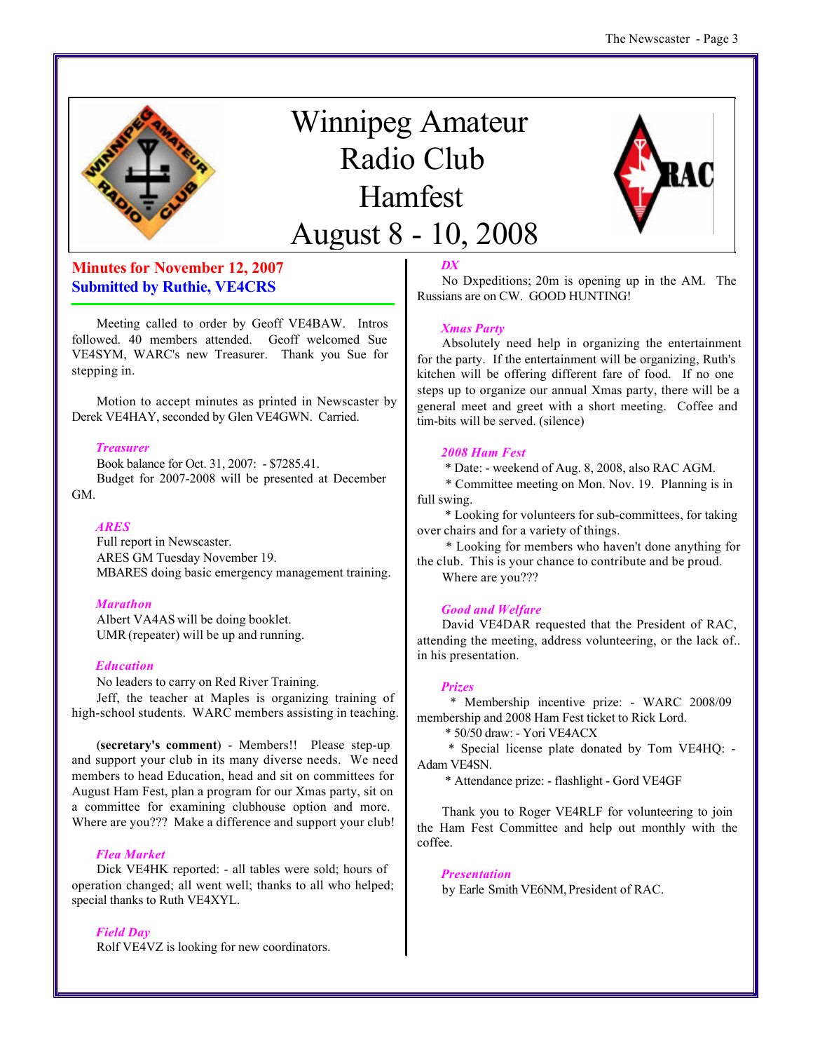# Winnipeg Amateur Radio Club Hamfest August 8 - 10, 2008

## Minutes for November 12, 2007
### Submitted by Ruthie, VE4CRS

Meeting called to order by Geoff VE4BAW. Intros followed. 40 members attended. Geoff welcomed Sue VE4SYM, WARC's new Treasurer. Thank you Sue for stepping in.

Motion to accept minutes as printed in Newscaster by Derek VE4HAY, seconded by Glen VE4GWN. Carried.

***Treasurer***

Book balance for Oct. 31, 2007: - $7285.41.

Budget for 2007-2008 will be presented at December GM.

***ARES***

Full report in Newscaster.

ARES GM Tuesday November 19.

MBARES doing basic emergency management training.

***Marathon***

Albert VA4AS will be doing booklet.

UMR (repeater) will be up and running.

***Education***

No leaders to carry on Red River Training.

Jeff, the teacher at Maples is organizing training of high-school students. WARC members assisting in teaching.

(**secretary's comment**) - Members!! Please step-up and support your club in its many diverse needs. We need members to head Education, head and sit on committees for August Ham Fest, plan a program for our Xmas party, sit on a committee for examining clubhouse option and more. Where are you??? Make a difference and support your club!

***Flea Market***

Dick VE4HK reported: - all tables were sold; hours of operation changed; all went well; thanks to all who helped; special thanks to Ruth VE4XYL.

***Field Day***

Rolf VE4VZ is looking for new coordinators.

***DX***

No Dxpeditions; 20m is opening up in the AM. The Russians are on CW. GOOD HUNTING!

***Xmas Party***

Absolutely need help in organizing the entertainment for the party. If the entertainment will be organizing, Ruth's kitchen will be offering different fare of food. If no one steps up to organize our annual Xmas party, there will be a general meet and greet with a short meeting. Coffee and tim-bits will be served. (silence)

***2008 Ham Fest***

* Date: - weekend of Aug. 8, 2008, also RAC AGM.
* Committee meeting on Mon. Nov. 19. Planning is in full swing.
* Looking for volunteers for sub-committees, for taking over chairs and for a variety of things.
* Looking for members who haven't done anything for the club. This is your chance to contribute and be proud.

Where are you???

***Good and Welfare***

David VE4DAR requested that the President of RAC, attending the meeting, address volunteering, or the lack of.. in his presentation.

***Prizes***

* Membership incentive prize: - WARC 2008/09 membership and 2008 Ham Fest ticket to Rick Lord.
* 50/50 draw: - Yori VE4ACX
* Special license plate donated by Tom VE4HQ: - Adam VE4SN.
* Attendance prize: - flashlight - Gord VE4GF

Thank you to Roger VE4RLF for volunteering to join the Ham Fest Committee and help out monthly with the coffee.

***Presentation***

by Earle Smith VE6NM, President of RAC.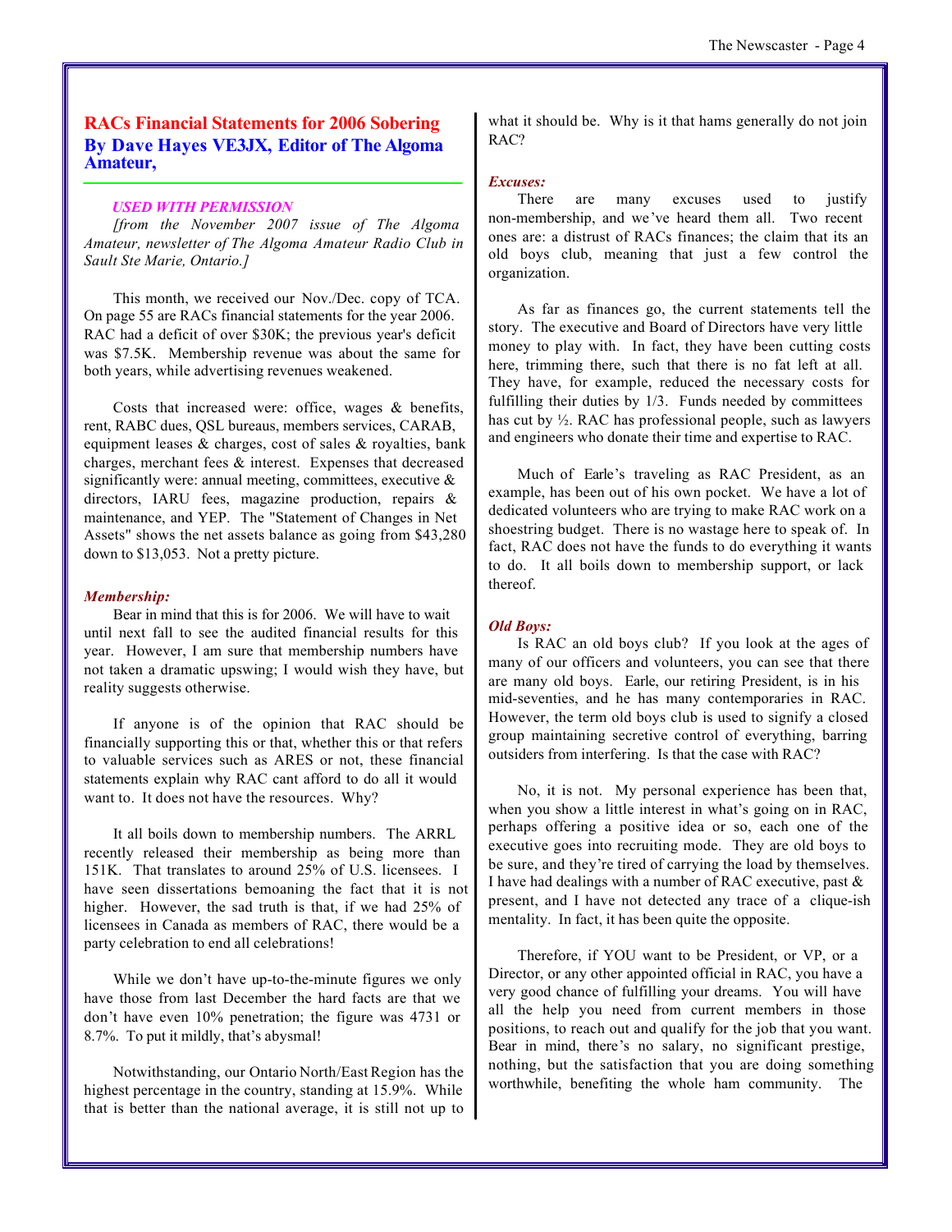## RACs Financial Statements for 2006 Sobering

### By Dave Hayes VE3JX, Editor of The Algoma Amateur,

***USED WITH PERMISSION***

*[from the November 2007 issue of The Algoma Amateur, newsletter of The Algoma Amateur Radio Club in Sault Ste Marie, Ontario.]*

This month, we received our Nov./Dec. copy of TCA. On page 55 are RACs financial statements for the year 2006. RAC had a deficit of over $30K; the previous year's deficit was $7.5K. Membership revenue was about the same for both years, while advertising revenues weakened.

Costs that increased were: office, wages & benefits, rent, RABC dues, QSL bureaus, members services, CARAB, equipment leases & charges, cost of sales & royalties, bank charges, merchant fees & interest. Expenses that decreased significantly were: annual meeting, committees, executive & directors, IARU fees, magazine production, repairs & maintenance, and YEP. The "Statement of Changes in Net Assets" shows the net assets balance as going from $43,280 down to $13,053. Not a pretty picture.

***Membership:***

Bear in mind that this is for 2006. We will have to wait until next fall to see the audited financial results for this year. However, I am sure that membership numbers have not taken a dramatic upswing; I would wish they have, but reality suggests otherwise.

If anyone is of the opinion that RAC should be financially supporting this or that, whether this or that refers to valuable services such as ARES or not, these financial statements explain why RAC cant afford to do all it would want to. It does not have the resources. Why?

It all boils down to membership numbers. The ARRL recently released their membership as being more than 151K. That translates to around 25% of U.S. licensees. I have seen dissertations bemoaning the fact that it is not higher. However, the sad truth is that, if we had 25% of licensees in Canada as members of RAC, there would be a party celebration to end all celebrations!

While we don't have up-to-the-minute figures we only have those from last December the hard facts are that we don't have even 10% penetration; the figure was 4731 or 8.7%. To put it mildly, that's abysmal!

Notwithstanding, our Ontario North/East Region has the highest percentage in the country, standing at 15.9%. While that is better than the national average, it is still not up to what it should be. Why is it that hams generally do not join RAC?

***Excuses:***

There are many excuses used to justify non-membership, and we've heard them all. Two recent ones are: a distrust of RACs finances; the claim that its an old boys club, meaning that just a few control the organization.

As far as finances go, the current statements tell the story. The executive and Board of Directors have very little money to play with. In fact, they have been cutting costs here, trimming there, such that there is no fat left at all. They have, for example, reduced the necessary costs for fulfilling their duties by 1/3. Funds needed by committees has cut by ½. RAC has professional people, such as lawyers and engineers who donate their time and expertise to RAC.

Much of Earle's traveling as RAC President, as an example, has been out of his own pocket. We have a lot of dedicated volunteers who are trying to make RAC work on a shoestring budget. There is no wastage here to speak of. In fact, RAC does not have the funds to do everything it wants to do. It all boils down to membership support, or lack thereof.

***Old Boys:***

Is RAC an old boys club? If you look at the ages of many of our officers and volunteers, you can see that there are many old boys. Earle, our retiring President, is in his mid-seventies, and he has many contemporaries in RAC. However, the term old boys club is used to signify a closed group maintaining secretive control of everything, barring outsiders from interfering. Is that the case with RAC?

No, it is not. My personal experience has been that, when you show a little interest in what's going on in RAC, perhaps offering a positive idea or so, each one of the executive goes into recruiting mode. They are old boys to be sure, and they're tired of carrying the load by themselves. I have had dealings with a number of RAC executive, past & present, and I have not detected any trace of a clique-ish mentality. In fact, it has been quite the opposite.

Therefore, if YOU want to be President, or VP, or a Director, or any other appointed official in RAC, you have a very good chance of fulfilling your dreams. You will have all the help you need from current members in those positions, to reach out and qualify for the job that you want. Bear in mind, there's no salary, no significant prestige, nothing, but the satisfaction that you are doing something worthwhile, benefiting the whole ham community. The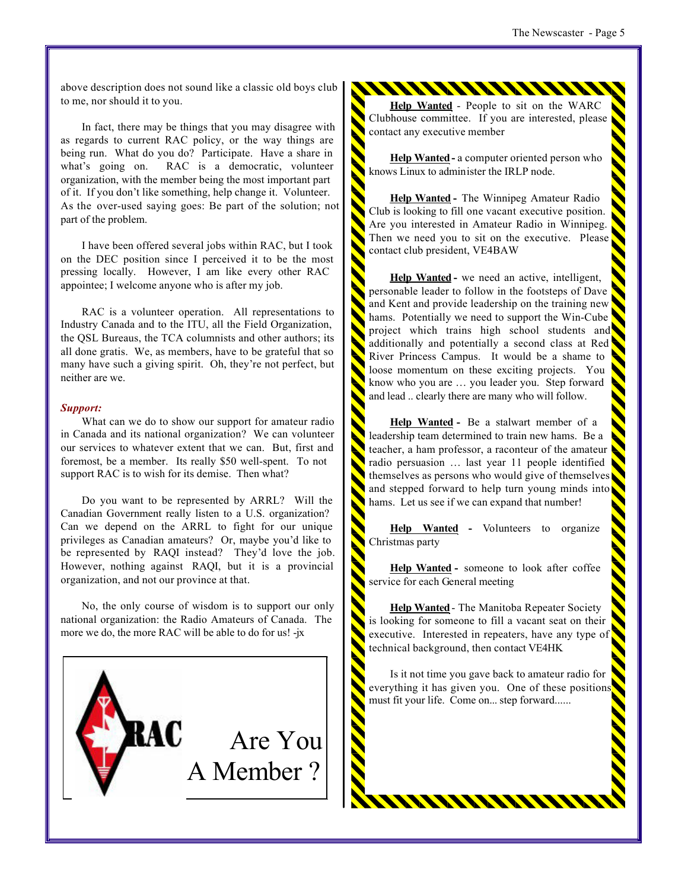above description does not sound like a classic old boys club to me, nor should it to you.

In fact, there may be things that you may disagree with as regards to current RAC policy, or the way things are being run. What do you do? Participate. Have a share in what's going on. RAC is a democratic, volunteer organization, with the member being the most important part of it. If you don't like something, help change it. Volunteer. As the over-used saying goes: Be part of the solution; not part of the problem.

I have been offered several jobs within RAC, but I took on the DEC position since I perceived it to be the most pressing locally. However, I am like every other RAC appointee; I welcome anyone who is after my job.

RAC is a volunteer operation. All representations to Industry Canada and to the ITU, all the Field Organization, the QSL Bureaus, the TCA columnists and other authors; its all done gratis. We, as members, have to be grateful that so many have such a giving spirit. Oh, they're not perfect, but neither are we.

***Support:***

What can we do to show our support for amateur radio in Canada and its national organization? We can volunteer our services to whatever extent that we can. But, first and foremost, be a member. Its really $50 well-spent. To not support RAC is to wish for its demise. Then what?

Do you want to be represented by ARRL? Will the Canadian Government really listen to a U.S. organization? Can we depend on the ARRL to fight for our unique privileges as Canadian amateurs? Or, maybe you'd like to be represented by RAQI instead? They'd love the job. However, nothing against RAQI, but it is a provincial organization, and not our province at that.

No, the only course of wisdom is to support our only national organization: the Radio Amateurs of Canada. The more we do, the more RAC will be able to do for us! -jx

RAC

Are You A Member ?

**Help Wanted** - People to sit on the WARC Clubhouse committee. If you are interested, please contact any executive member

**Help Wanted -** a computer oriented person who knows Linux to administer the IRLP node.

**Help Wanted -** The Winnipeg Amateur Radio Club is looking to fill one vacant executive position. Are you interested in Amateur Radio in Winnipeg. Then we need you to sit on the executive. Please contact club president, VE4BAW

**Help Wanted -** we need an active, intelligent, personable leader to follow in the footsteps of Dave and Kent and provide leadership on the training new hams. Potentially we need to support the Win-Cube project which trains high school students and additionally and potentially a second class at Red River Princess Campus. It would be a shame to loose momentum on these exciting projects. You know who you are … you leader you. Step forward and lead .. clearly there are many who will follow.

**Help Wanted -** Be a stalwart member of a leadership team determined to train new hams. Be a teacher, a ham professor, a raconteur of the amateur radio persuasion … last year 11 people identified themselves as persons who would give of themselves and stepped forward to help turn young minds into hams. Let us see if we can expand that number!

**Help Wanted -** Volunteers to organize Christmas party

**Help Wanted -** someone to look after coffee service for each General meeting

**Help Wanted** - The Manitoba Repeater Society is looking for someone to fill a vacant seat on their executive. Interested in repeaters, have any type of technical background, then contact VE4HK

Is it not time you gave back to amateur radio for everything it has given you. One of these positions must fit your life. Come on... step forward......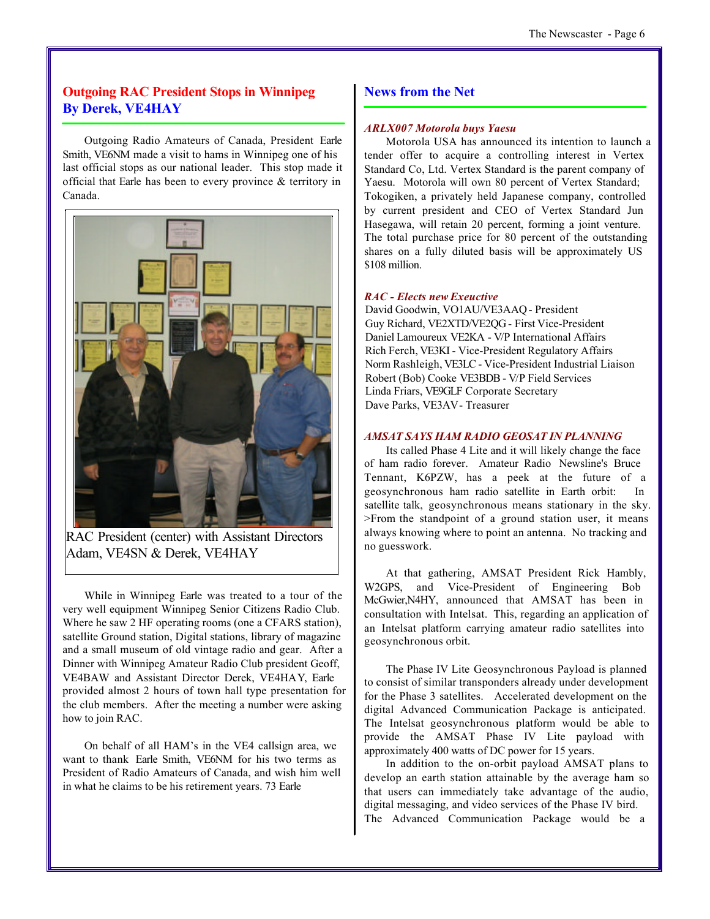## Outgoing RAC President Stops in Winnipeg
## By Derek, VE4HAY

Outgoing Radio Amateurs of Canada, President Earle Smith, VE6NM made a visit to hams in Winnipeg one of his last official stops as our national leader. This stop made it official that Earle has been to every province & territory in Canada.

RAC President (center) with Assistant Directors Adam, VE4SN & Derek, VE4HAY

While in Winnipeg Earle was treated to a tour of the very well equipment Winnipeg Senior Citizens Radio Club. Where he saw 2 HF operating rooms (one a CFARS station), satellite Ground station, Digital stations, library of magazine and a small museum of old vintage radio and gear. After a Dinner with Winnipeg Amateur Radio Club president Geoff, VE4BAW and Assistant Director Derek, VE4HAY, Earle provided almost 2 hours of town hall type presentation for the club members. After the meeting a number were asking how to join RAC.

On behalf of all HAM's in the VE4 callsign area, we want to thank Earle Smith, VE6NM for his two terms as President of Radio Amateurs of Canada, and wish him well in what he claims to be his retirement years. 73 Earle

## News from the Net

### *ARLX007 Motorola buys Yaesu*

Motorola USA has announced its intention to launch a tender offer to acquire a controlling interest in Vertex Standard Co, Ltd. Vertex Standard is the parent company of Yaesu. Motorola will own 80 percent of Vertex Standard; Tokogiken, a privately held Japanese company, controlled by current president and CEO of Vertex Standard Jun Hasegawa, will retain 20 percent, forming a joint venture. The total purchase price for 80 percent of the outstanding shares on a fully diluted basis will be approximately US $108 million.

### *RAC - Elects new Exeuctive*

David Goodwin, VO1AU/VE3AAQ - President
Guy Richard, VE2XTD/VE2QG - First Vice-President
Daniel Lamoureux VE2KA - V/P International Affairs
Rich Ferch, VE3KI - Vice-President Regulatory Affairs
Norm Rashleigh, VE3LC - Vice-President Industrial Liaison
Robert (Bob) Cooke VE3BDB - V/P Field Services
Linda Friars, VE9GLF Corporate Secretary
Dave Parks, VE3AV - Treasurer

### *AMSAT SAYS HAM RADIO GEOSAT IN PLANNING*

Its called Phase 4 Lite and it will likely change the face of ham radio forever. Amateur Radio Newsline's Bruce Tennant, K6PZW, has a peek at the future of a geosynchronous ham radio satellite in Earth orbit: In satellite talk, geosynchronous means stationary in the sky. >From the standpoint of a ground station user, it means always knowing where to point an antenna. No tracking and no guesswork.

At that gathering, AMSAT President Rick Hambly, W2GPS, and Vice-President of Engineering Bob McGwier,N4HY, announced that AMSAT has been in consultation with Intelsat. This, regarding an application of an Intelsat platform carrying amateur radio satellites into geosynchronous orbit.

The Phase IV Lite Geosynchronous Payload is planned to consist of similar transponders already under development for the Phase 3 satellites. Accelerated development on the digital Advanced Communication Package is anticipated. The Intelsat geosynchronous platform would be able to provide the AMSAT Phase IV Lite payload with approximately 400 watts of DC power for 15 years.

In addition to the on-orbit payload AMSAT plans to develop an earth station attainable by the average ham so that users can immediately take advantage of the audio, digital messaging, and video services of the Phase IV bird. The Advanced Communication Package would be a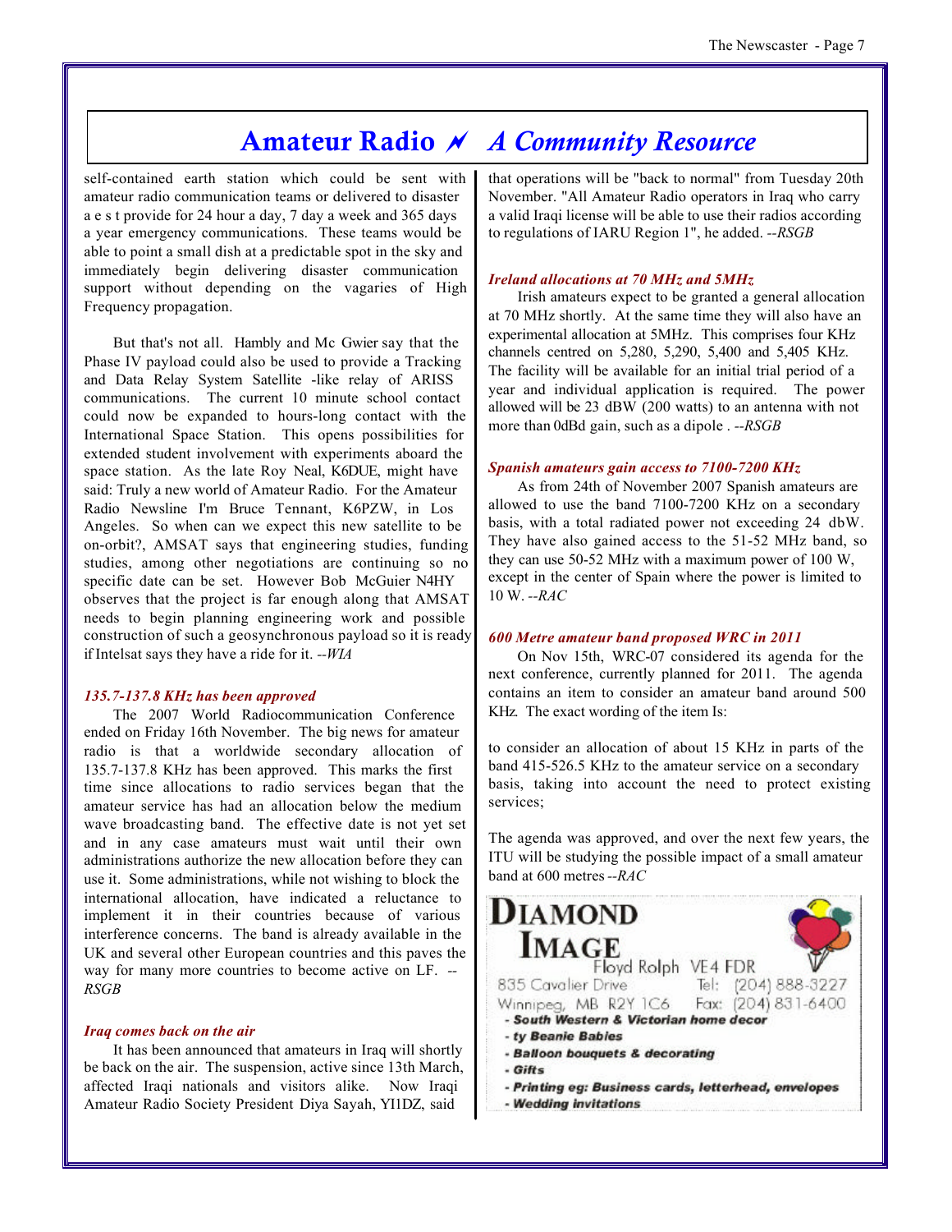# Amateur Radio ⌁ *A Community Resource*

self-contained earth station which could be sent with amateur radio communication teams or delivered to disaster a e s t provide for 24 hour a day, 7 day a week and 365 days a year emergency communications. These teams would be able to point a small dish at a predictable spot in the sky and immediately begin delivering disaster communication support without depending on the vagaries of High Frequency propagation.

But that's not all. Hambly and Mc Gwier say that the Phase IV payload could also be used to provide a Tracking and Data Relay System Satellite -like relay of ARISS communications. The current 10 minute school contact could now be expanded to hours-long contact with the International Space Station. This opens possibilities for extended student involvement with experiments aboard the space station. As the late Roy Neal, K6DUE, might have said: Truly a new world of Amateur Radio. For the Amateur Radio Newsline I'm Bruce Tennant, K6PZW, in Los Angeles. So when can we expect this new satellite to be on-orbit?, AMSAT says that engineering studies, funding studies, among other negotiations are continuing so no specific date can be set. However Bob McGuier N4HY observes that the project is far enough along that AMSAT needs to begin planning engineering work and possible construction of such a geosynchronous payload so it is ready if Intelsat says they have a ride for it. *--WIA*

### *135.7-137.8 KHz has been approved*

The 2007 World Radiocommunication Conference ended on Friday 16th November. The big news for amateur radio is that a worldwide secondary allocation of 135.7-137.8 KHz has been approved. This marks the first time since allocations to radio services began that the amateur service has had an allocation below the medium wave broadcasting band. The effective date is not yet set and in any case amateurs must wait until their own administrations authorize the new allocation before they can use it. Some administrations, while not wishing to block the international allocation, have indicated a reluctance to implement it in their countries because of various interference concerns. The band is already available in the UK and several other European countries and this paves the way for many more countries to become active on LF. *--RSGB*

### *Iraq comes back on the air*

It has been announced that amateurs in Iraq will shortly be back on the air. The suspension, active since 13th March, affected Iraqi nationals and visitors alike. Now Iraqi Amateur Radio Society President Diya Sayah, YI1DZ, said that operations will be "back to normal" from Tuesday 20th November. "All Amateur Radio operators in Iraq who carry a valid Iraqi license will be able to use their radios according to regulations of IARU Region 1", he added. *--RSGB*

### *Ireland allocations at 70 MHz and 5MHz*

Irish amateurs expect to be granted a general allocation at 70 MHz shortly. At the same time they will also have an experimental allocation at 5MHz. This comprises four KHz channels centred on 5,280, 5,290, 5,400 and 5,405 KHz. The facility will be available for an initial trial period of a year and individual application is required. The power allowed will be 23 dBW (200 watts) to an antenna with not more than 0dBd gain, such as a dipole . *--RSGB*

### *Spanish amateurs gain access to 7100-7200 KHz*

As from 24th of November 2007 Spanish amateurs are allowed to use the band 7100-7200 KHz on a secondary basis, with a total radiated power not exceeding 24 dbW. They have also gained access to the 51-52 MHz band, so they can use 50-52 MHz with a maximum power of 100 W, except in the center of Spain where the power is limited to 10 W. *--RAC*

### *600 Metre amateur band proposed WRC in 2011*

On Nov 15th, WRC-07 considered its agenda for the next conference, currently planned for 2011. The agenda contains an item to consider an amateur band around 500 KHz. The exact wording of the item Is:

to consider an allocation of about 15 KHz in parts of the band 415-526.5 KHz to the amateur service on a secondary basis, taking into account the need to protect existing services;

The agenda was approved, and over the next few years, the ITU will be studying the possible impact of a small amateur band at 600 metres *--RAC*

**DIAMOND IMAGE**
Floyd Rolph VE4 FDR
835 Cavalier Drive Tel: (204) 888-3227
Winnipeg, MB R2Y 1C6 Fax: (204) 831-6400

- ***South Western & Victorian home decor***
- ***ty Beanie Babies***
- ***Balloon bouquets & decorating***
- ***Gifts***
- ***Printing eg: Business cards, letterhead, envelopes***
- ***Wedding invitations***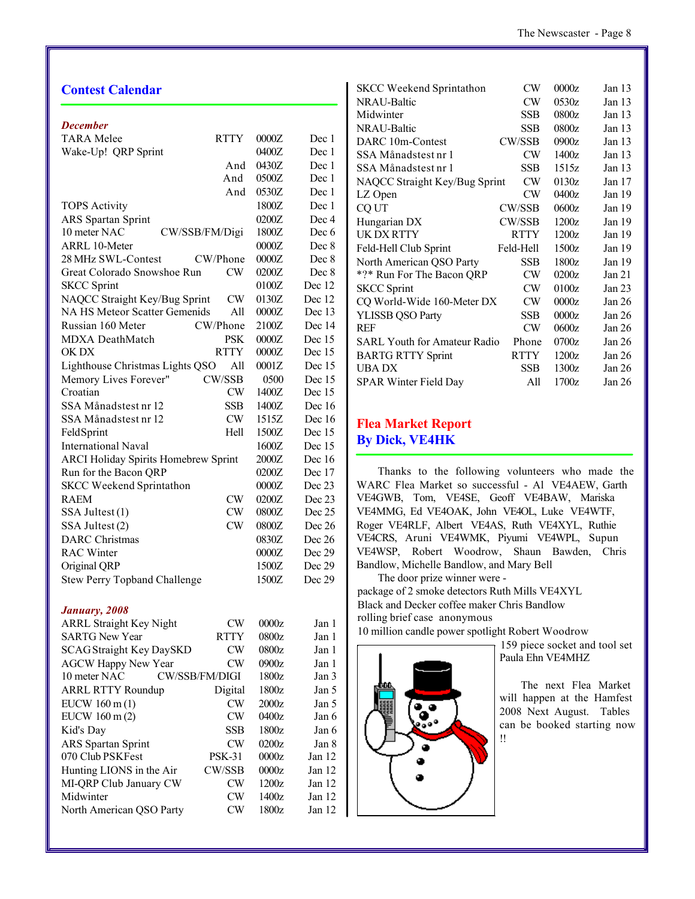## Contest Calendar

***December***

| Contest | Mode | Time | Date |
|---|---|---|---|
| TARA Melee | RTTY | 0000Z | Dec 1 |
| Wake-Up! QRP Sprint | | 0400Z | Dec 1 |
| | And | 0430Z | Dec 1 |
| | And | 0500Z | Dec 1 |
| | And | 0530Z | Dec 1 |
| TOPS Activity | | 1800Z | Dec 1 |
| ARS Spartan Sprint | | 0200Z | Dec 4 |
| 10 meter NAC | CW/SSB/FM/Digi | 1800Z | Dec 6 |
| ARRL 10-Meter | | 0000Z | Dec 8 |
| 28 MHz SWL-Contest | CW/Phone | 0000Z | Dec 8 |
| Great Colorado Snowshoe Run | CW | 0200Z | Dec 8 |
| SKCC Sprint | | 0100Z | Dec 12 |
| NAQCC Straight Key/Bug Sprint | CW | 0130Z | Dec 12 |
| NA HS Meteor Scatter Gemenids | All | 0000Z | Dec 13 |
| Russian 160 Meter | CW/Phone | 2100Z | Dec 14 |
| MDXA DeathMatch | PSK | 0000Z | Dec 15 |
| OK DX | RTTY | 0000Z | Dec 15 |
| Lighthouse Christmas Lights QSO | All | 0001Z | Dec 15 |
| Memory Lives Forever" | CW/SSB | 0500 | Dec 15 |
| Croatian | CW | 1400Z | Dec 15 |
| SSA Månadstest nr 12 | SSB | 1400Z | Dec 16 |
| SSA Månadstest nr 12 | CW | 1515Z | Dec 16 |
| FeldSprint | Hell | 1500Z | Dec 15 |
| International Naval | | 1600Z | Dec 15 |
| ARCI Holiday Spirits Homebrew Sprint | | 2000Z | Dec 16 |
| Run for the Bacon QRP | | 0200Z | Dec 17 |
| SKCC Weekend Sprintathon | | 0000Z | Dec 23 |
| RAEM | CW | 0200Z | Dec 23 |
| SSA Jultest (1) | CW | 0800Z | Dec 25 |
| SSA Jultest (2) | CW | 0800Z | Dec 26 |
| DARC Christmas | | 0830Z | Dec 26 |
| RAC Winter | | 0000Z | Dec 29 |
| Original QRP | | 1500Z | Dec 29 |
| Stew Perry Topband Challenge | | 1500Z | Dec 29 |

***January, 2008***

| Contest | Mode | Time | Date |
|---|---|---|---|
| ARRL Straight Key Night | CW | 0000z | Jan 1 |
| SARTG New Year | RTTY | 0800z | Jan 1 |
| SCAG Straight Key DaySKD | CW | 0800z | Jan 1 |
| AGCW Happy New Year | CW | 0900z | Jan 1 |
| 10 meter NAC | CW/SSB/FM/DIGI | 1800z | Jan 3 |
| ARRL RTTY Roundup | Digital | 1800z | Jan 5 |
| EUCW 160 m (1) | CW | 2000z | Jan 5 |
| EUCW 160 m (2) | CW | 0400z | Jan 6 |
| Kid's Day | SSB | 1800z | Jan 6 |
| ARS Spartan Sprint | CW | 0200z | Jan 8 |
| 070 Club PSKFest | PSK-31 | 0000z | Jan 12 |
| Hunting LIONS in the Air | CW/SSB | 0000z | Jan 12 |
| MI-QRP Club January CW | CW | 1200z | Jan 12 |
| Midwinter | CW | 1400z | Jan 12 |
| North American QSO Party | CW | 1800z | Jan 12 |
| SKCC Weekend Sprintathon | CW | 0000z | Jan 13 |
| NRAU-Baltic | CW | 0530z | Jan 13 |
| Midwinter | SSB | 0800z | Jan 13 |
| NRAU-Baltic | SSB | 0800z | Jan 13 |
| DARC 10m-Contest | CW/SSB | 0900z | Jan 13 |
| SSA Månadstest nr 1 | CW | 1400z | Jan 13 |
| SSA Månadstest nr 1 | SSB | 1515z | Jan 13 |
| NAQCC Straight Key/Bug Sprint | CW | 0130z | Jan 17 |
| LZ Open | CW | 0400z | Jan 19 |
| CQ UT | CW/SSB | 0600z | Jan 19 |
| Hungarian DX | CW/SSB | 1200z | Jan 19 |
| UK DX RTTY | RTTY | 1200z | Jan 19 |
| Feld-Hell Club Sprint | Feld-Hell | 1500z | Jan 19 |
| North American QSO Party | SSB | 1800z | Jan 19 |
| *?* Run For The Bacon QRP | CW | 0200z | Jan 21 |
| SKCC Sprint | CW | 0100z | Jan 23 |
| CQ World-Wide 160-Meter DX | CW | 0000z | Jan 26 |
| YLISSB QSO Party | SSB | 0000z | Jan 26 |
| REF | CW | 0600z | Jan 26 |
| SARL Youth for Amateur Radio | Phone | 0700z | Jan 26 |
| BARTG RTTY Sprint | RTTY | 1200z | Jan 26 |
| UBA DX | SSB | 1300z | Jan 26 |
| SPAR Winter Field Day | All | 1700z | Jan 26 |

## Flea Market Report
## By Dick, VE4HK

Thanks to the following volunteers who made the WARC Flea Market so successful - Al VE4AEW, Garth VE4GWB, Tom, VE4SE, Geoff VE4BAW, Mariska VE4MMG, Ed VE4OAK, John VE4OL, Luke VE4WTF, Roger VE4RLF, Albert VE4AS, Ruth VE4XYL, Ruthie VE4CRS, Aruni VE4WMK, Piyumi VE4WPL, Supun VE4WSP, Robert Woodrow, Shaun Bawden, Chris Bandlow, Michelle Bandlow, and Mary Bell

The door prize winner were -
package of 2 smoke detectors Ruth Mills VE4XYL
Black and Decker coffee maker Chris Bandlow
rolling brief case anonymous
10 million candle power spotlight Robert Woodrow
159 piece socket and tool set Paula Ehn VE4MHZ

The next Flea Market will happen at the Hamfest 2008 Next August. Tables can be booked starting now !!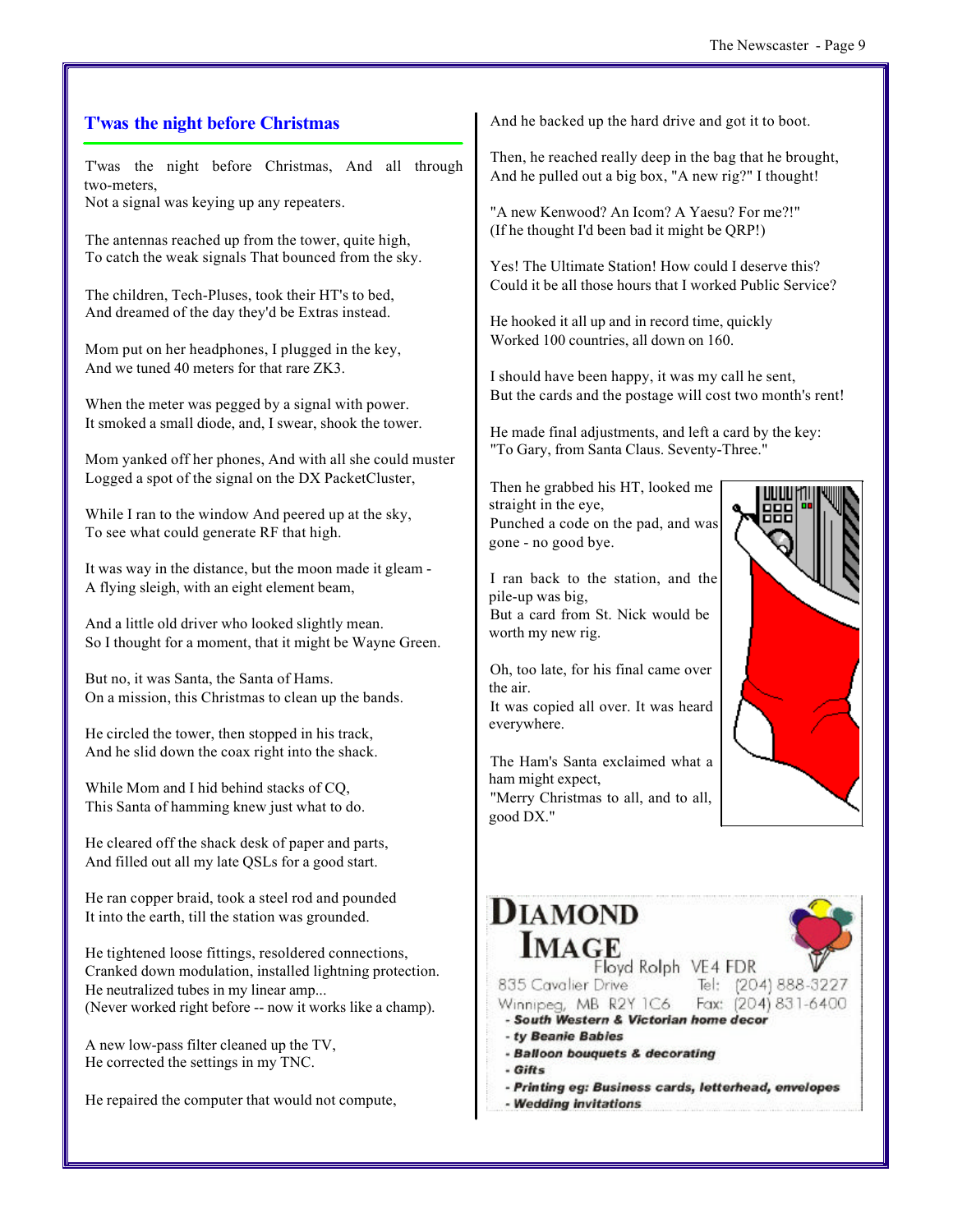## T'was the night before Christmas

T'was the night before Christmas, And all through two-meters,
Not a signal was keying up any repeaters.

The antennas reached up from the tower, quite high,
To catch the weak signals That bounced from the sky.

The children, Tech-Pluses, took their HT's to bed,
And dreamed of the day they'd be Extras instead.

Mom put on her headphones, I plugged in the key,
And we tuned 40 meters for that rare ZK3.

When the meter was pegged by a signal with power.
It smoked a small diode, and, I swear, shook the tower.

Mom yanked off her phones, And with all she could muster
Logged a spot of the signal on the DX PacketCluster,

While I ran to the window And peered up at the sky,
To see what could generate RF that high.

It was way in the distance, but the moon made it gleam -
A flying sleigh, with an eight element beam,

And a little old driver who looked slightly mean.
So I thought for a moment, that it might be Wayne Green.

But no, it was Santa, the Santa of Hams.
On a mission, this Christmas to clean up the bands.

He circled the tower, then stopped in his track,
And he slid down the coax right into the shack.

While Mom and I hid behind stacks of CQ,
This Santa of hamming knew just what to do.

He cleared off the shack desk of paper and parts,
And filled out all my late QSLs for a good start.

He ran copper braid, took a steel rod and pounded
It into the earth, till the station was grounded.

He tightened loose fittings, resoldered connections,
Cranked down modulation, installed lightning protection.
He neutralized tubes in my linear amp...
(Never worked right before -- now it works like a champ).

A new low-pass filter cleaned up the TV,
He corrected the settings in my TNC.

He repaired the computer that would not compute,
And he backed up the hard drive and got it to boot.

Then, he reached really deep in the bag that he brought,
And he pulled out a big box, "A new rig?" I thought!

"A new Kenwood? An Icom? A Yaesu? For me?!"
(If he thought I'd been bad it might be QRP!)

Yes! The Ultimate Station! How could I deserve this?
Could it be all those hours that I worked Public Service?

He hooked it all up and in record time, quickly
Worked 100 countries, all down on 160.

I should have been happy, it was my call he sent,
But the cards and the postage will cost two month's rent!

He made final adjustments, and left a card by the key:
"To Gary, from Santa Claus. Seventy-Three."

Then he grabbed his HT, looked me straight in the eye,
Punched a code on the pad, and was gone - no good bye.

I ran back to the station, and the pile-up was big,
But a card from St. Nick would be worth my new rig.

Oh, too late, for his final came over the air.
It was copied all over. It was heard everywhere.

The Ham's Santa exclaimed what a ham might expect,
"Merry Christmas to all, and to all, good DX."

**DIAMOND IMAGE**
Floyd Rolph VE4 FDR
835 Cavalier Drive
Winnipeg, MB R2Y 1C6
Tel: (204) 888-3227
Fax: (204) 831-6400

- ***South Western & Victorian home decor***
- ***ty Beanie Babies***
- ***Balloon bouquets & decorating***
- ***Gifts***
- ***Printing eg: Business cards, letterhead, envelopes***
- ***Wedding invitations***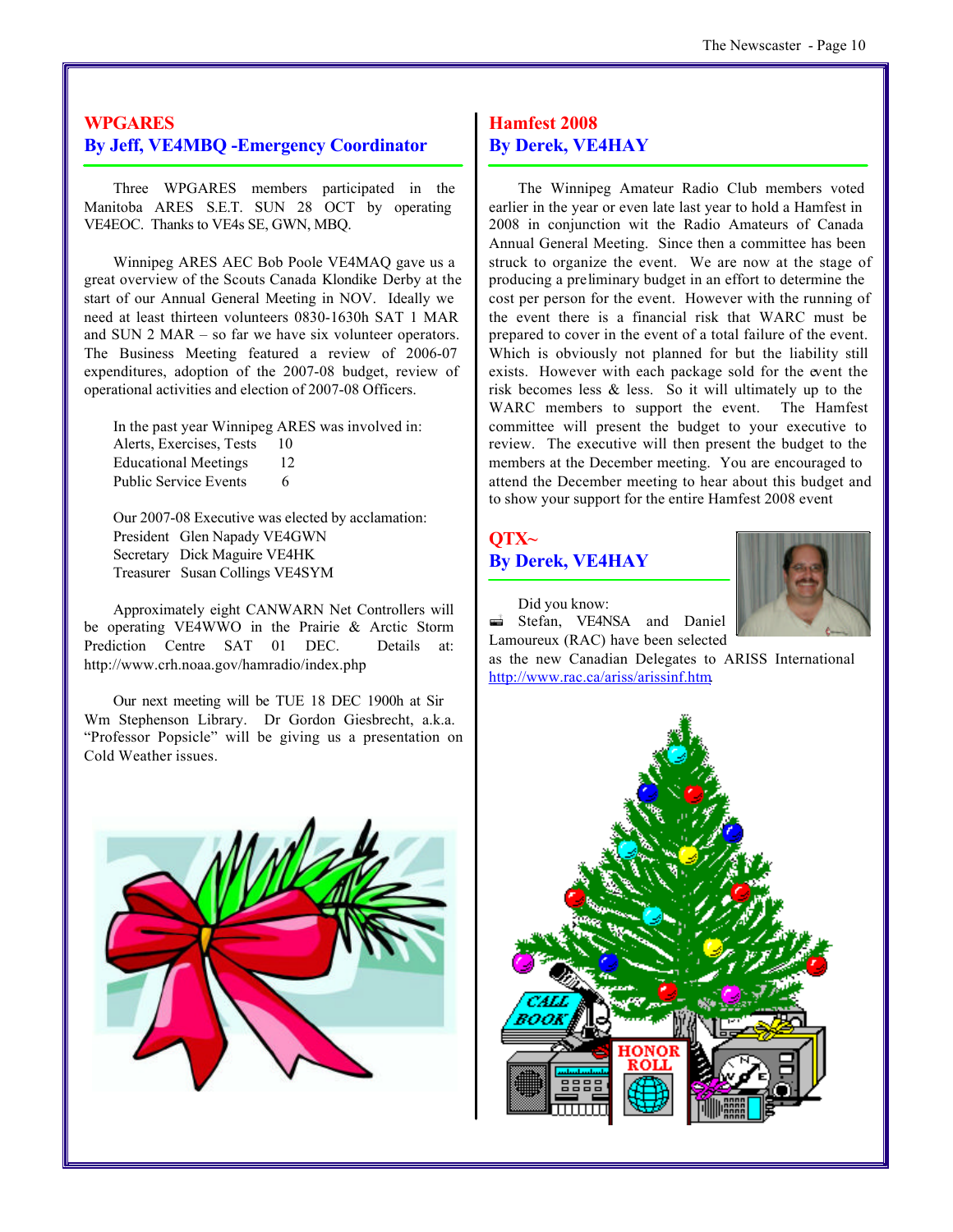## WPGARES
## By Jeff, VE4MBQ -Emergency Coordinator

Three WPGARES members participated in the Manitoba ARES S.E.T. SUN 28 OCT by operating VE4EOC. Thanks to VE4s SE, GWN, MBQ.

Winnipeg ARES AEC Bob Poole VE4MAQ gave us a great overview of the Scouts Canada Klondike Derby at the start of our Annual General Meeting in NOV. Ideally we need at least thirteen volunteers 0830-1630h SAT 1 MAR and SUN 2 MAR – so far we have six volunteer operators. The Business Meeting featured a review of 2006-07 expenditures, adoption of the 2007-08 budget, review of operational activities and election of 2007-08 Officers.

In the past year Winnipeg ARES was involved in:

| | |
|---|---|
| Alerts, Exercises, Tests | 10 |
| Educational Meetings | 12 |
| Public Service Events | 6 |

Our 2007-08 Executive was elected by acclamation:

President Glen Napady VE4GWN
Secretary Dick Maguire VE4HK
Treasurer Susan Collings VE4SYM

Approximately eight CANWARN Net Controllers will be operating VE4WWO in the Prairie & Arctic Storm Prediction Centre SAT 01 DEC. Details at: http://www.crh.noaa.gov/hamradio/index.php

Our next meeting will be TUE 18 DEC 1900h at Sir Wm Stephenson Library. Dr Gordon Giesbrecht, a.k.a. "Professor Popsicle" will be giving us a presentation on Cold Weather issues.

## Hamfest 2008
## By Derek, VE4HAY

The Winnipeg Amateur Radio Club members voted earlier in the year or even late last year to hold a Hamfest in 2008 in conjunction wit the Radio Amateurs of Canada Annual General Meeting. Since then a committee has been struck to organize the event. We are now at the stage of producing a preliminary budget in an effort to determine the cost per person for the event. However with the running of the event there is a financial risk that WARC must be prepared to cover in the event of a total failure of the event. Which is obviously not planned for but the liability still exists. However with each package sold for the event the risk becomes less & less. So it will ultimately up to the WARC members to support the event. The Hamfest committee will present the budget to your executive to review. The executive will then present the budget to the members at the December meeting. You are encouraged to attend the December meeting to hear about this budget and to show your support for the entire Hamfest 2008 event

## QTX~
## By Derek, VE4HAY

Did you know:

- Stefan, VE4NSA and Daniel Lamoureux (RAC) have been selected as the new Canadian Delegates to ARISS International http://www.rac.ca/ariss/arissinf.htm